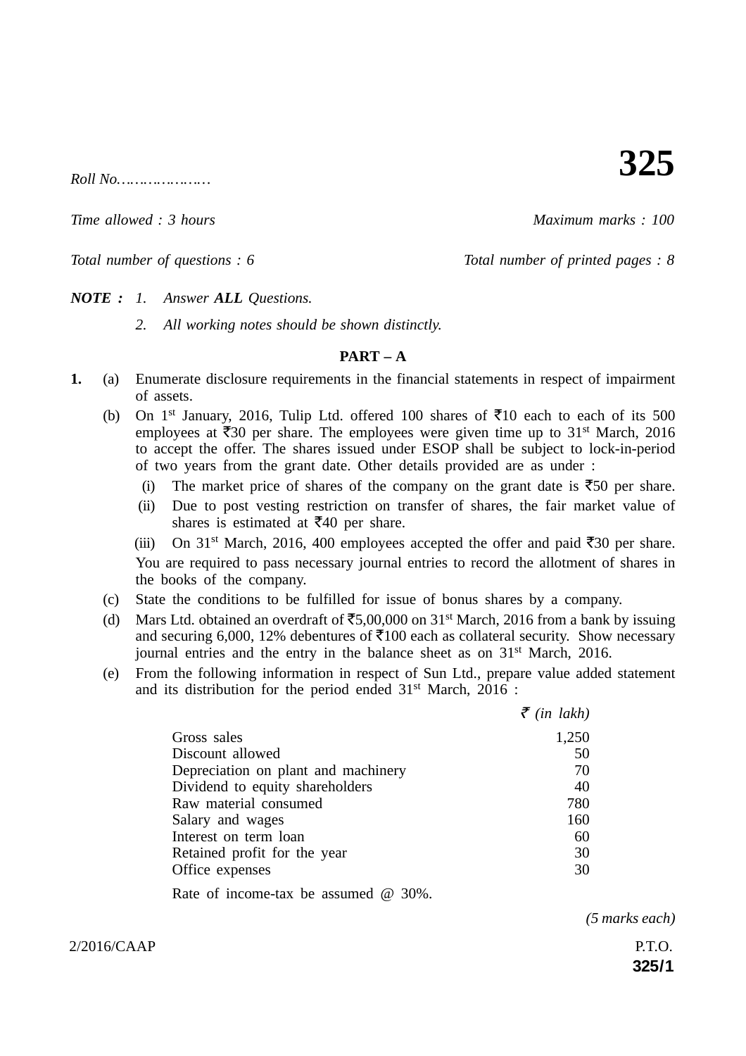Roll No.…………………

# 325

*Time allowed : 3 hours* *Maximum marks : 100*

*Total number of questions : 6* *Total number of printed pages : 8*

***NOTE :*** *1. Answer **ALL** Questions.*

*2. All working notes should be shown distinctly.*

## PART – A

**1.** (a) Enumerate disclosure requirements in the financial statements in respect of impairment of assets.

(b) On 1st January, 2016, Tulip Ltd. offered 100 shares of ₹10 each to each of its 500 employees at ₹30 per share. The employees were given time up to 31st March, 2016 to accept the offer. The shares issued under ESOP shall be subject to lock-in-period of two years from the grant date. Other details provided are as under :

(i) The market price of shares of the company on the grant date is ₹50 per share.

(ii) Due to post vesting restriction on transfer of shares, the fair market value of shares is estimated at ₹40 per share.

(iii) On 31st March, 2016, 400 employees accepted the offer and paid ₹30 per share.

You are required to pass necessary journal entries to record the allotment of shares in the books of the company.

(c) State the conditions to be fulfilled for issue of bonus shares by a company.

(d) Mars Ltd. obtained an overdraft of ₹5,00,000 on 31st March, 2016 from a bank by issuing and securing 6,000, 12% debentures of ₹100 each as collateral security. Show necessary journal entries and the entry in the balance sheet as on 31st March, 2016.

(e) From the following information in respect of Sun Ltd., prepare value added statement and its distribution for the period ended 31st March, 2016 :

| | *₹ (in lakh)* |
|---|---|
| Gross sales | 1,250 |
| Discount allowed | 50 |
| Depreciation on plant and machinery | 70 |
| Dividend to equity shareholders | 40 |
| Raw material consumed | 780 |
| Salary and wages | 160 |
| Interest on term loan | 60 |
| Retained profit for the year | 30 |
| Office expenses | 30 |

Rate of income-tax be assumed @ 30%.

*(5 marks each)*

2/2016/CAAP P.T.O.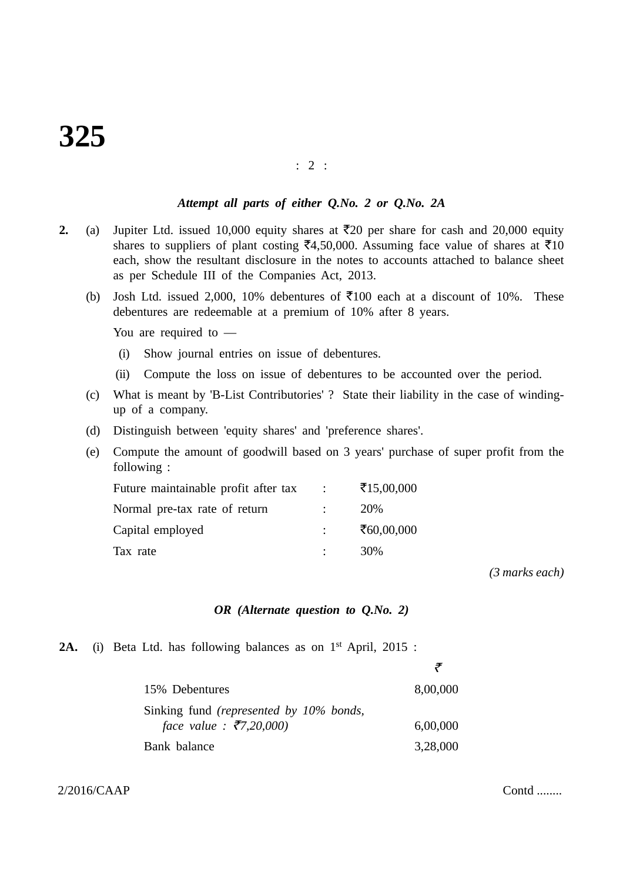*Attempt all parts of either Q.No. 2 or Q.No. 2A*

**2.** (a) Jupiter Ltd. issued 10,000 equity shares at ₹20 per share for cash and 20,000 equity shares to suppliers of plant costing ₹4,50,000. Assuming face value of shares at ₹10 each, show the resultant disclosure in the notes to accounts attached to balance sheet as per Schedule III of the Companies Act, 2013.

(b) Josh Ltd. issued 2,000, 10% debentures of ₹100 each at a discount of 10%. These debentures are redeemable at a premium of 10% after 8 years.

You are required to —

(i) Show journal entries on issue of debentures.

(ii) Compute the loss on issue of debentures to be accounted over the period.

(c) What is meant by 'B-List Contributories' ? State their liability in the case of winding-up of a company.

(d) Distinguish between 'equity shares' and 'preference shares'.

(e) Compute the amount of goodwill based on 3 years' purchase of super profit from the following :

| | | |
|---|---|---|
| Future maintainable profit after tax | : | ₹15,00,000 |
| Normal pre-tax rate of return | : | 20% |
| Capital employed | : | ₹60,00,000 |
| Tax rate | : | 30% |

*(3 marks each)*

***OR (Alternate question to Q.No. 2)***

**2A.** (i) Beta Ltd. has following balances as on 1st April, 2015 :

| | ₹ |
|---|---|
| 15% Debentures | 8,00,000 |
| Sinking fund *(represented by 10% bonds, face value : ₹7,20,000)* | 6,00,000 |
| Bank balance | 3,28,000 |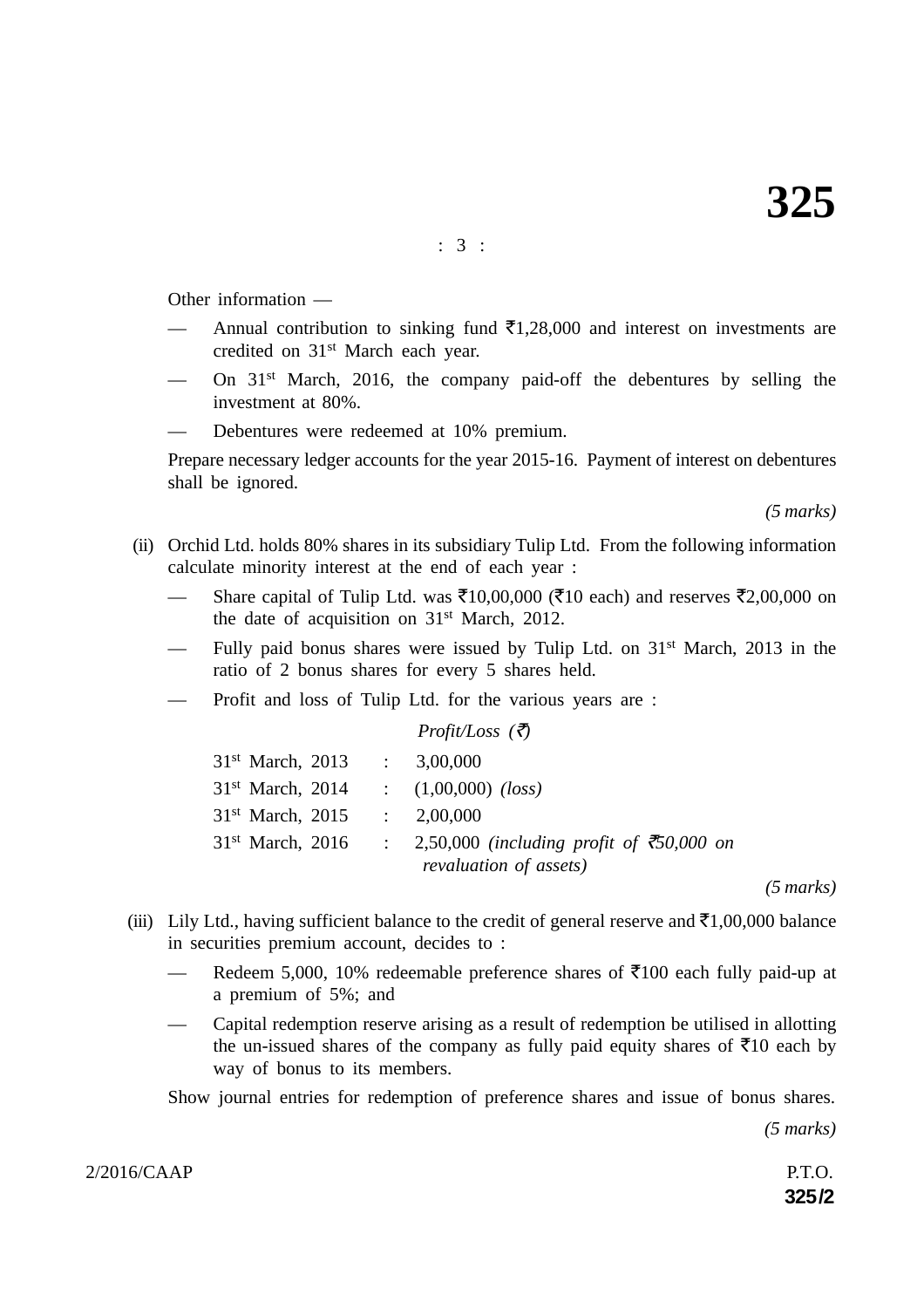Other information —

- Annual contribution to sinking fund ₹1,28,000 and interest on investments are credited on 31st March each year.
- On 31st March, 2016, the company paid-off the debentures by selling the investment at 80%.
- Debentures were redeemed at 10% premium.

Prepare necessary ledger accounts for the year 2015-16. Payment of interest on debentures shall be ignored.

*(5 marks)*

(ii) Orchid Ltd. holds 80% shares in its subsidiary Tulip Ltd. From the following information calculate minority interest at the end of each year :

- Share capital of Tulip Ltd. was ₹10,00,000 (₹10 each) and reserves ₹2,00,000 on the date of acquisition on 31st March, 2012.
- Fully paid bonus shares were issued by Tulip Ltd. on 31st March, 2013 in the ratio of 2 bonus shares for every 5 shares held.
- Profit and loss of Tulip Ltd. for the various years are :

| | | *Profit/Loss (₹)* |
|---|---|---|
| 31st March, 2013 | : | 3,00,000 |
| 31st March, 2014 | : | (1,00,000) *(loss)* |
| 31st March, 2015 | : | 2,00,000 |
| 31st March, 2016 | : | 2,50,000 *(including profit of ₹50,000 on revaluation of assets)* |

*(5 marks)*

(iii) Lily Ltd., having sufficient balance to the credit of general reserve and ₹1,00,000 balance in securities premium account, decides to :

- Redeem 5,000, 10% redeemable preference shares of ₹100 each fully paid-up at a premium of 5%; and
- Capital redemption reserve arising as a result of redemption be utilised in allotting the un-issued shares of the company as fully paid equity shares of ₹10 each by way of bonus to its members.

Show journal entries for redemption of preference shares and issue of bonus shares.

*(5 marks)*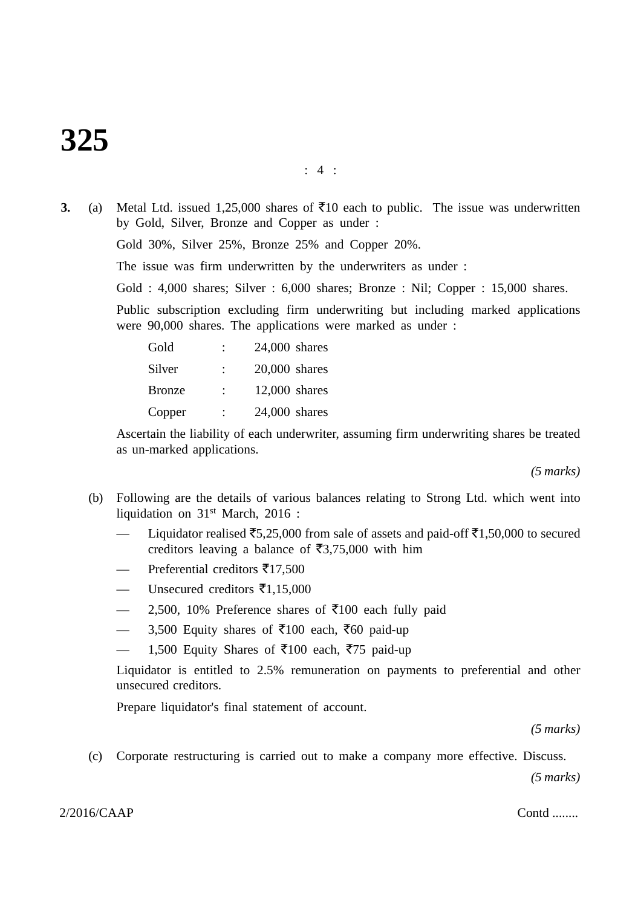**3.** (a) Metal Ltd. issued 1,25,000 shares of ₹10 each to public. The issue was underwritten by Gold, Silver, Bronze and Copper as under :

Gold 30%, Silver 25%, Bronze 25% and Copper 20%.

The issue was firm underwritten by the underwriters as under :

Gold : 4,000 shares; Silver : 6,000 shares; Bronze : Nil; Copper : 15,000 shares.

Public subscription excluding firm underwriting but including marked applications were 90,000 shares. The applications were marked as under :

| | | |
|---|---|---|
| Gold | : | 24,000 shares |
| Silver | : | 20,000 shares |
| Bronze | : | 12,000 shares |
| Copper | : | 24,000 shares |

Ascertain the liability of each underwriter, assuming firm underwriting shares be treated as un-marked applications.

*(5 marks)*

(b) Following are the details of various balances relating to Strong Ltd. which went into liquidation on 31st March, 2016 :

— Liquidator realised ₹5,25,000 from sale of assets and paid-off ₹1,50,000 to secured creditors leaving a balance of ₹3,75,000 with him

— Preferential creditors ₹17,500

— Unsecured creditors ₹1,15,000

— 2,500, 10% Preference shares of ₹100 each fully paid

— 3,500 Equity shares of ₹100 each, ₹60 paid-up

— 1,500 Equity Shares of ₹100 each, ₹75 paid-up

Liquidator is entitled to 2.5% remuneration on payments to preferential and other unsecured creditors.

Prepare liquidator's final statement of account.

*(5 marks)*

(c) Corporate restructuring is carried out to make a company more effective. Discuss.

*(5 marks)*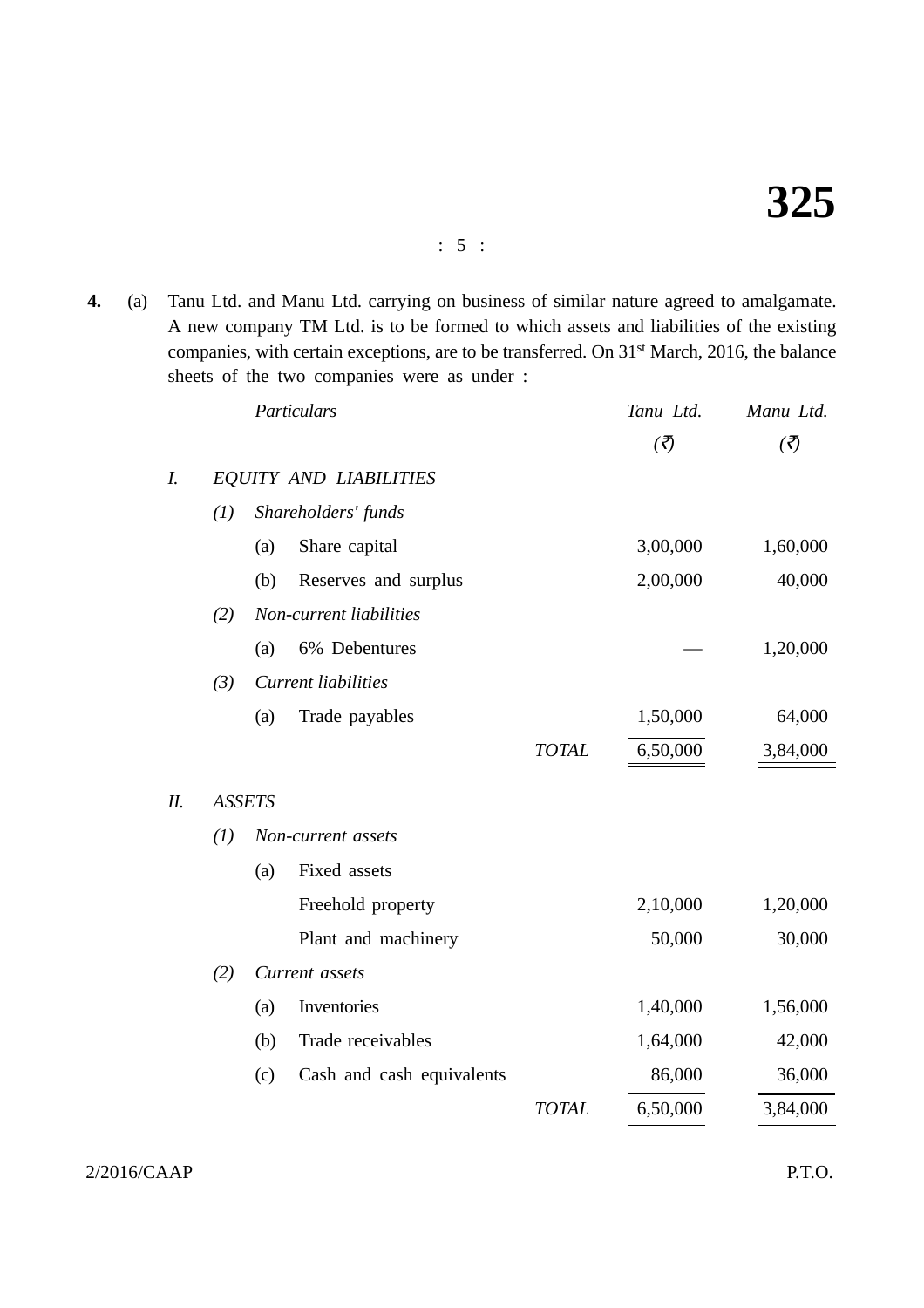**4.** (a) Tanu Ltd. and Manu Ltd. carrying on business of similar nature agreed to amalgamate. A new company TM Ltd. is to be formed to which assets and liabilities of the existing companies, with certain exceptions, are to be transferred. On 31st March, 2016, the balance sheets of the two companies were as under :

| | | | *Particulars* | | *Tanu Ltd.* | *Manu Ltd.* |
|---|---|---|---|---|---|---|
| | | | | | *(₹)* | *(₹)* |
| *I.* | *EQUITY AND LIABILITIES* | | | | | |
| | *(1)* | *Shareholders' funds* | | | | |
| | | (a) | Share capital | | 3,00,000 | 1,60,000 |
| | | (b) | Reserves and surplus | | 2,00,000 | 40,000 |
| | *(2)* | *Non-current liabilities* | | | | |
| | | (a) | 6% Debentures | | — | 1,20,000 |
| | *(3)* | *Current liabilities* | | | | |
| | | (a) | Trade payables | | 1,50,000 | 64,000 |
| | | | | *TOTAL* | 6,50,000 | 3,84,000 |
| *II.* | *ASSETS* | | | | | |
| | *(1)* | *Non-current assets* | | | | |
| | | (a) | Fixed assets | | | |
| | | | Freehold property | | 2,10,000 | 1,20,000 |
| | | | Plant and machinery | | 50,000 | 30,000 |
| | *(2)* | *Current assets* | | | | |
| | | (a) | Inventories | | 1,40,000 | 1,56,000 |
| | | (b) | Trade receivables | | 1,64,000 | 42,000 |
| | | (c) | Cash and cash equivalents | | 86,000 | 36,000 |
| | | | | *TOTAL* | 6,50,000 | 3,84,000 |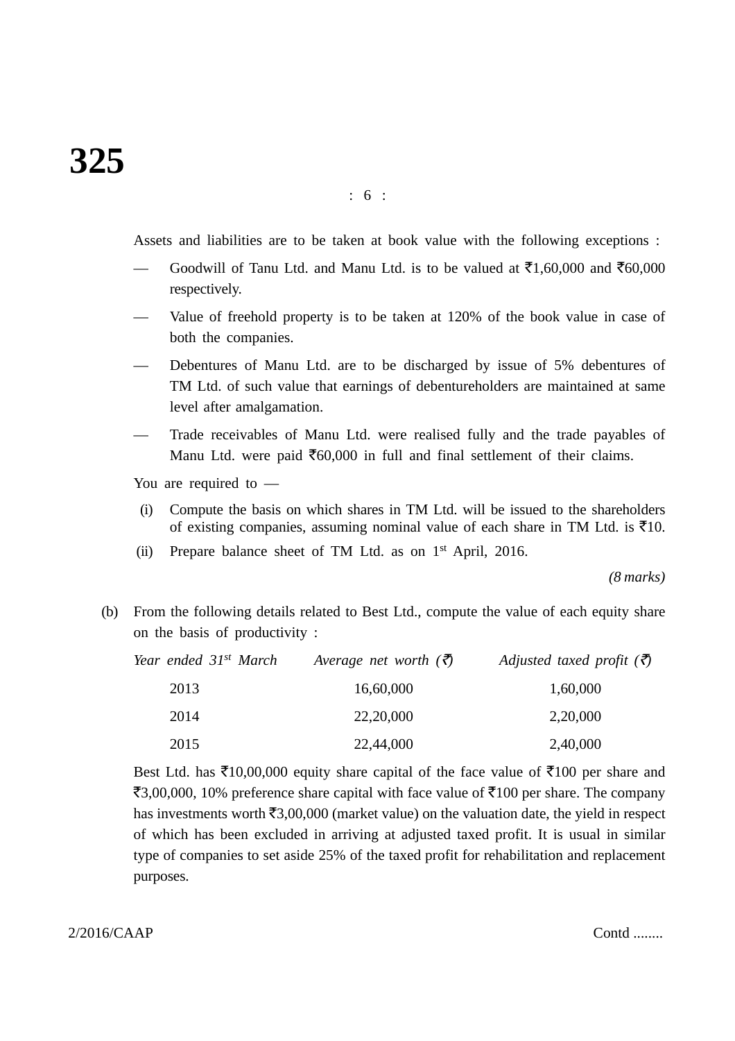Assets and liabilities are to be taken at book value with the following exceptions :

— Goodwill of Tanu Ltd. and Manu Ltd. is to be valued at ₹1,60,000 and ₹60,000 respectively.

— Value of freehold property is to be taken at 120% of the book value in case of both the companies.

— Debentures of Manu Ltd. are to be discharged by issue of 5% debentures of TM Ltd. of such value that earnings of debentureholders are maintained at same level after amalgamation.

— Trade receivables of Manu Ltd. were realised fully and the trade payables of Manu Ltd. were paid ₹60,000 in full and final settlement of their claims.

You are required to —

(i) Compute the basis on which shares in TM Ltd. will be issued to the shareholders of existing companies, assuming nominal value of each share in TM Ltd. is ₹10.

(ii) Prepare balance sheet of TM Ltd. as on 1st April, 2016.

*(8 marks)*

(b) From the following details related to Best Ltd., compute the value of each equity share on the basis of productivity :

| *Year ended 31st March* | *Average net worth (₹)* | *Adjusted taxed profit (₹)* |
|---|---|---|
| 2013 | 16,60,000 | 1,60,000 |
| 2014 | 22,20,000 | 2,20,000 |
| 2015 | 22,44,000 | 2,40,000 |

Best Ltd. has ₹10,00,000 equity share capital of the face value of ₹100 per share and ₹3,00,000, 10% preference share capital with face value of ₹100 per share. The company has investments worth ₹3,00,000 (market value) on the valuation date, the yield in respect of which has been excluded in arriving at adjusted taxed profit. It is usual in similar type of companies to set aside 25% of the taxed profit for rehabilitation and replacement purposes.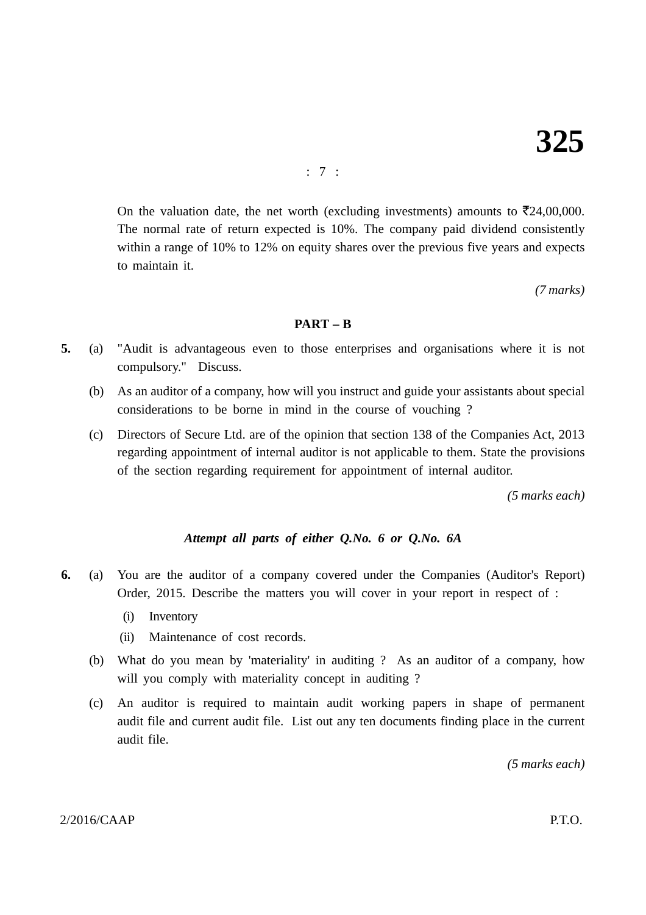On the valuation date, the net worth (excluding investments) amounts to ₹24,00,000. The normal rate of return expected is 10%. The company paid dividend consistently within a range of 10% to 12% on equity shares over the previous five years and expects to maintain it.

*(7 marks)*

**PART – B**

**5.** (a) "Audit is advantageous even to those enterprises and organisations where it is not compulsory." Discuss.

(b) As an auditor of a company, how will you instruct and guide your assistants about special considerations to be borne in mind in the course of vouching ?

(c) Directors of Secure Ltd. are of the opinion that section 138 of the Companies Act, 2013 regarding appointment of internal auditor is not applicable to them. State the provisions of the section regarding requirement for appointment of internal auditor.

*(5 marks each)*

***Attempt all parts of either Q.No. 6 or Q.No. 6A***

**6.** (a) You are the auditor of a company covered under the Companies (Auditor's Report) Order, 2015. Describe the matters you will cover in your report in respect of :

(i) Inventory

(ii) Maintenance of cost records.

(b) What do you mean by 'materiality' in auditing ? As an auditor of a company, how will you comply with materiality concept in auditing ?

(c) An auditor is required to maintain audit working papers in shape of permanent audit file and current audit file. List out any ten documents finding place in the current audit file.

*(5 marks each)*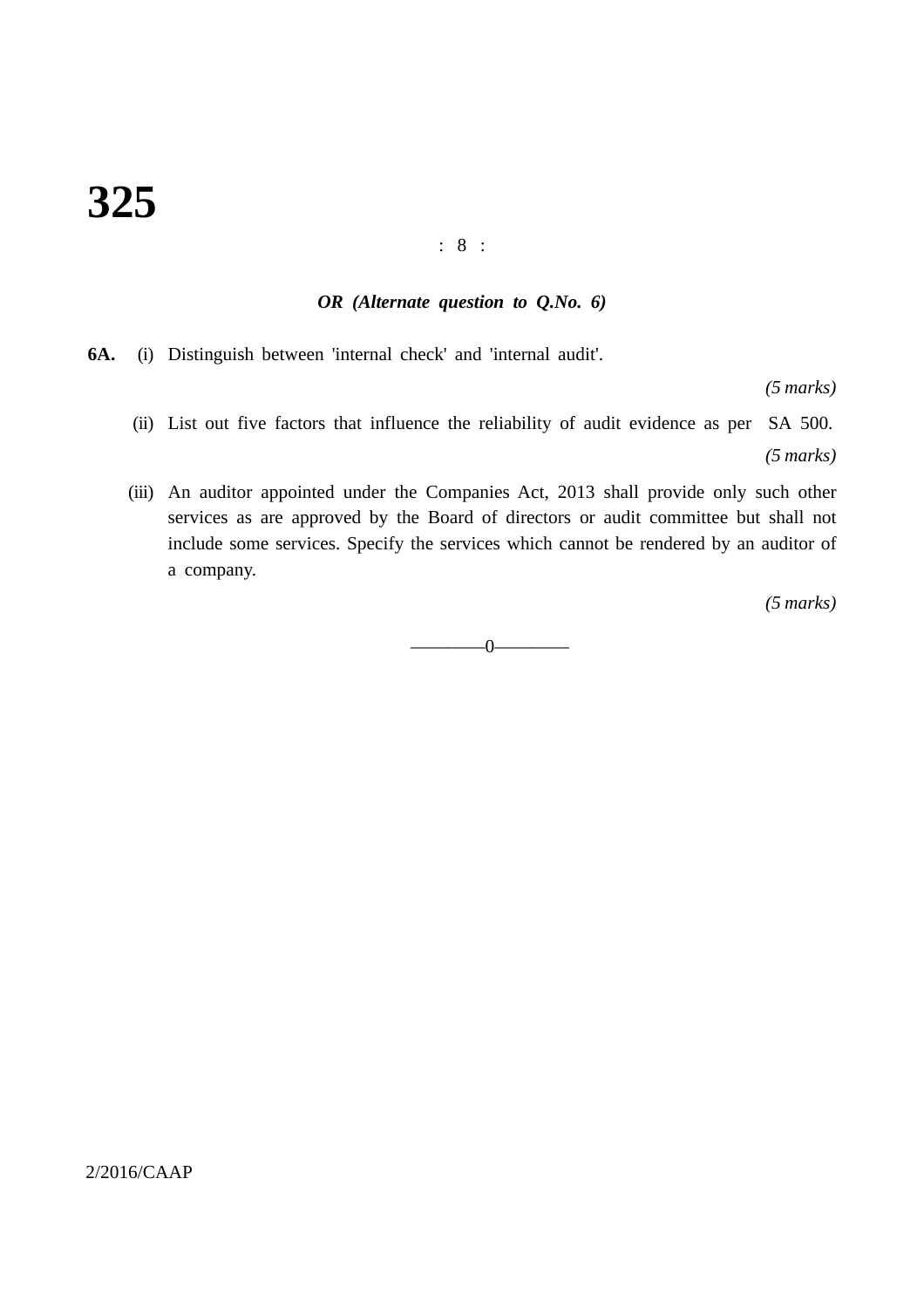***OR (Alternate question to Q.No. 6)***

**6A.** (i) Distinguish between 'internal check' and 'internal audit'.

*(5 marks)*

(ii) List out five factors that influence the reliability of audit evidence as per SA 500.

*(5 marks)*

(iii) An auditor appointed under the Companies Act, 2013 shall provide only such other services as are approved by the Board of directors or audit committee but shall not include some services. Specify the services which cannot be rendered by an auditor of a company.

*(5 marks)*

————0————